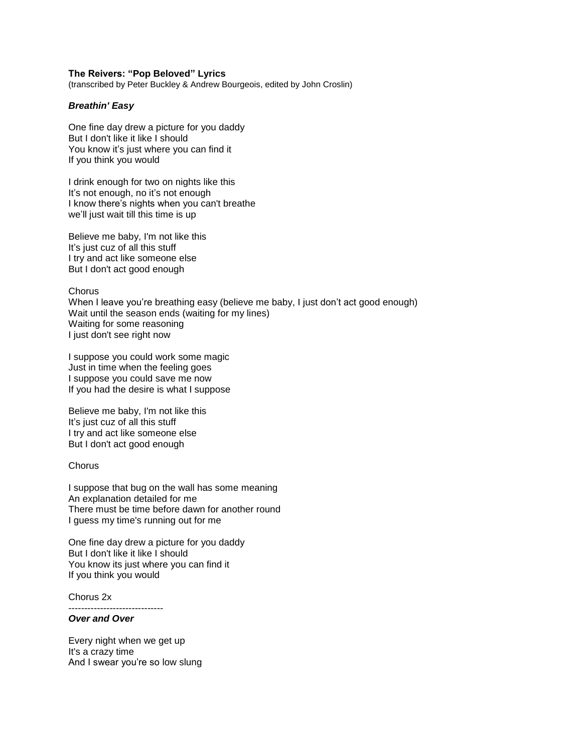**The Reivers: "Pop Beloved" Lyrics**
(transcribed by Peter Buckley & Andrew Bourgeois, edited by John Croslin)

### ***Breathin' Easy***

One fine day drew a picture for you daddy
But I don't like it like I should
You know it's just where you can find it
If you think you would

I drink enough for two on nights like this
It's not enough, no it's not enough
I know there's nights when you can't breathe
we'll just wait till this time is up

Believe me baby, I'm not like this
It's just cuz of all this stuff
I try and act like someone else
But I don't act good enough

Chorus
When I leave you're breathing easy (believe me baby, I just don't act good enough)
Wait until the season ends (waiting for my lines)
Waiting for some reasoning
I just don't see right now

I suppose you could work some magic
Just in time when the feeling goes
I suppose you could save me now
If you had the desire is what I suppose

Believe me baby, I'm not like this
It's just cuz of all this stuff
I try and act like someone else
But I don't act good enough

Chorus

I suppose that bug on the wall has some meaning
An explanation detailed for me
There must be time before dawn for another round
I guess my time's running out for me

One fine day drew a picture for you daddy
But I don't like it like I should
You know its just where you can find it
If you think you would

Chorus 2x

------------------------------

### ***Over and Over***

Every night when we get up
It's a crazy time
And I swear you're so low slung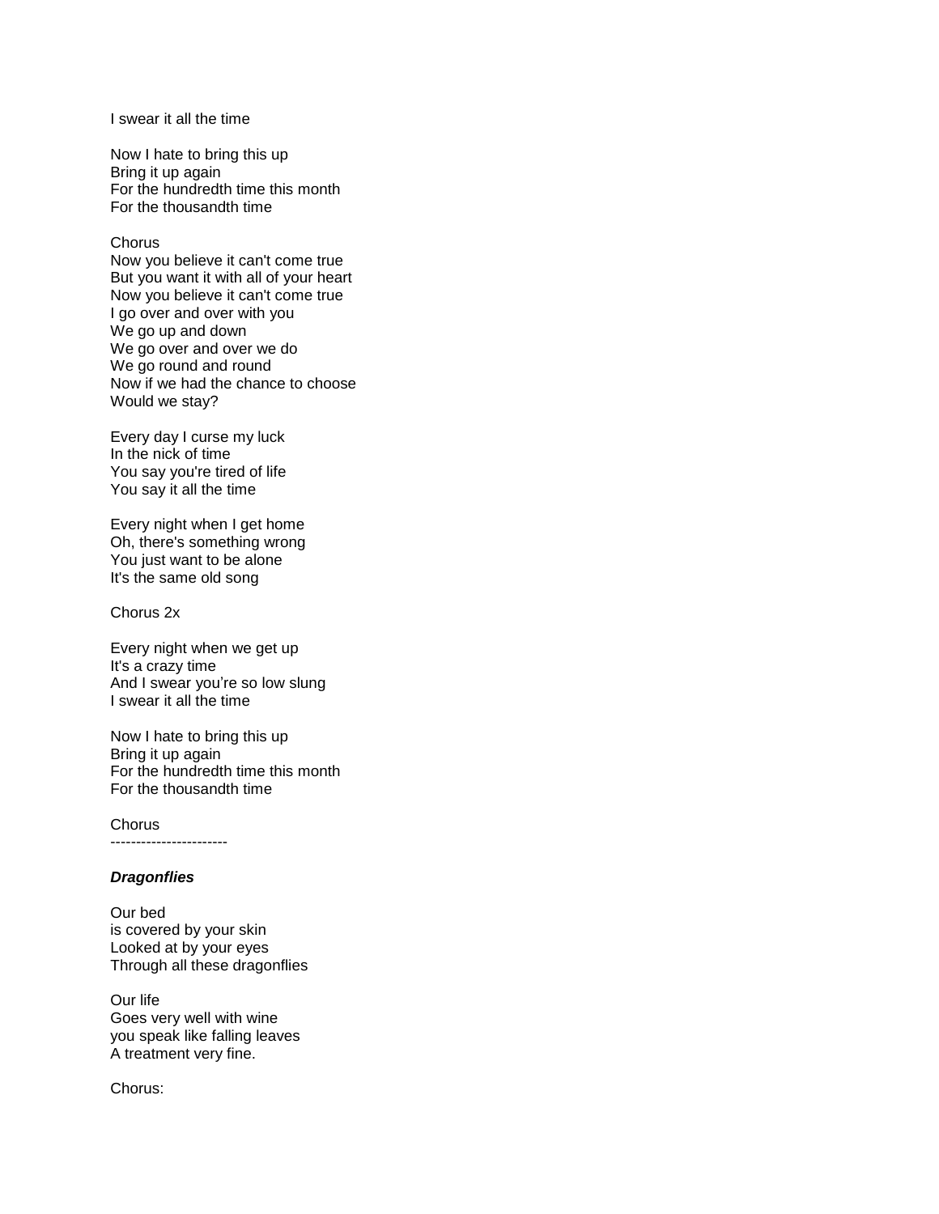I swear it all the time

Now I hate to bring this up
Bring it up again
For the hundredth time this month
For the thousandth time

Chorus
Now you believe it can't come true
But you want it with all of your heart
Now you believe it can't come true
I go over and over with you
We go up and down
We go over and over we do
We go round and round
Now if we had the chance to choose
Would we stay?

Every day I curse my luck
In the nick of time
You say you're tired of life
You say it all the time

Every night when I get home
Oh, there's something wrong
You just want to be alone
It's the same old song

Chorus 2x

Every night when we get up
It's a crazy time
And I swear you're so low slung
I swear it all the time

Now I hate to bring this up
Bring it up again
For the hundredth time this month
For the thousandth time

Chorus
----------------------

***Dragonflies***

Our bed
is covered by your skin
Looked at by your eyes
Through all these dragonflies

Our life
Goes very well with wine
you speak like falling leaves
A treatment very fine.

Chorus: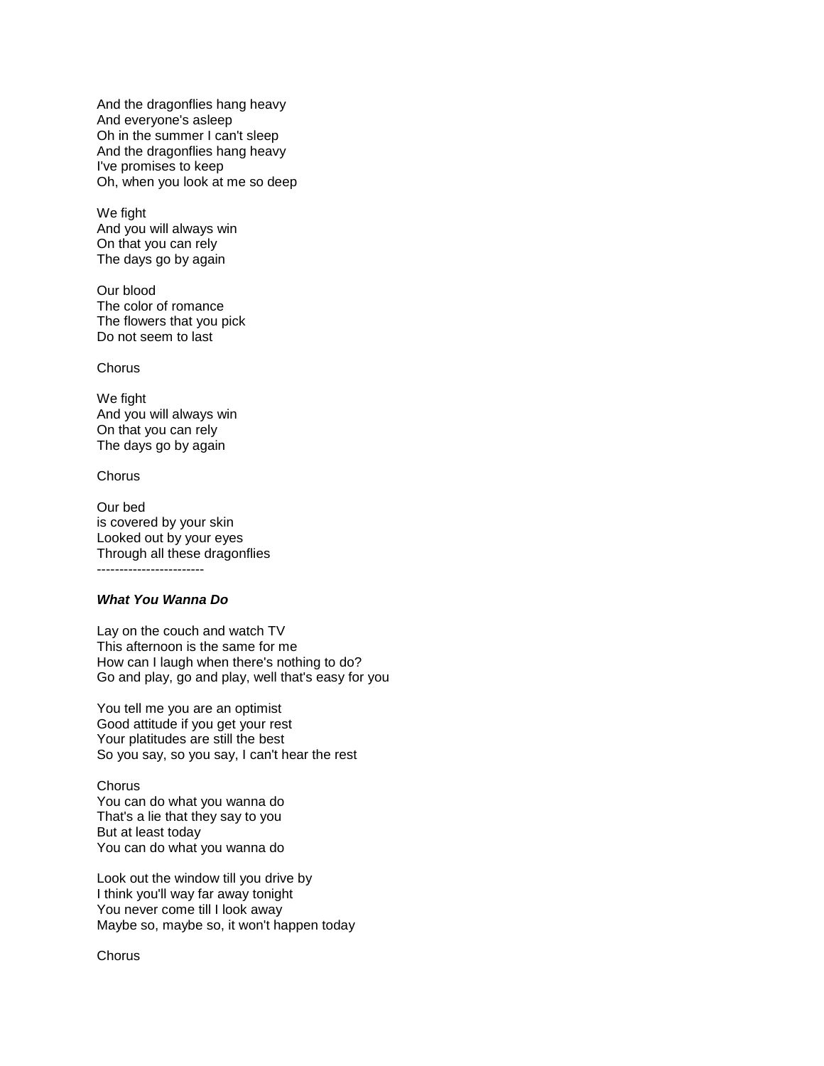And the dragonflies hang heavy
And everyone's asleep
Oh in the summer I can't sleep
And the dragonflies hang heavy
I've promises to keep
Oh, when you look at me so deep

We fight
And you will always win
On that you can rely
The days go by again

Our blood
The color of romance
The flowers that you pick
Do not seem to last

Chorus

We fight
And you will always win
On that you can rely
The days go by again

Chorus

Our bed
is covered by your skin
Looked out by your eyes
Through all these dragonflies
------------------------

***What You Wanna Do***

Lay on the couch and watch TV
This afternoon is the same for me
How can I laugh when there's nothing to do?
Go and play, go and play, well that's easy for you

You tell me you are an optimist
Good attitude if you get your rest
Your platitudes are still the best
So you say, so you say, I can't hear the rest

Chorus
You can do what you wanna do
That's a lie that they say to you
But at least today
You can do what you wanna do

Look out the window till you drive by
I think you'll way far away tonight
You never come till I look away
Maybe so, maybe so, it won't happen today

Chorus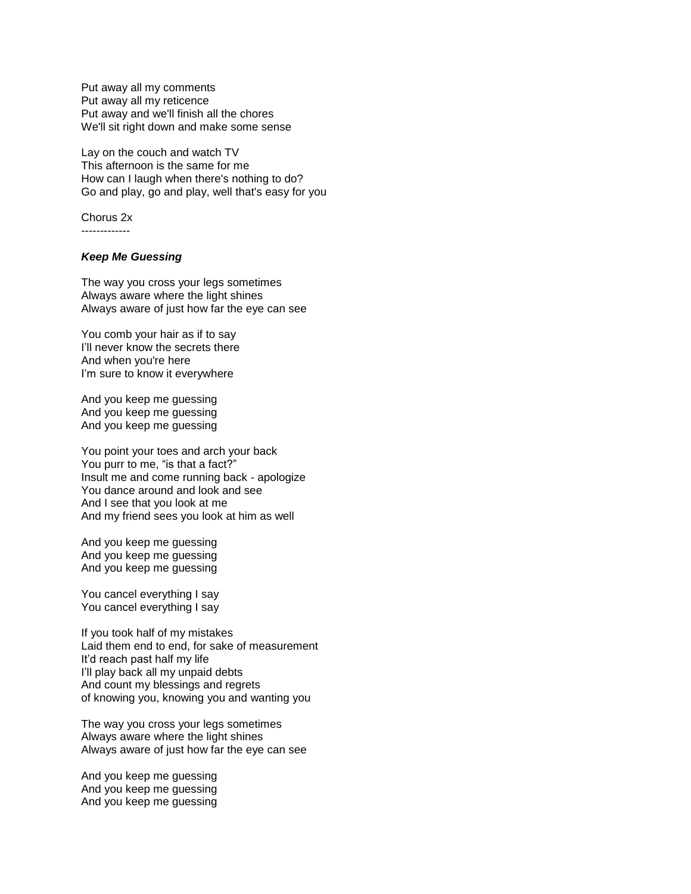Put away all my comments
Put away all my reticence
Put away and we'll finish all the chores
We'll sit right down and make some sense

Lay on the couch and watch TV
This afternoon is the same for me
How can I laugh when there's nothing to do?
Go and play, go and play, well that's easy for you

Chorus 2x
-------------

***Keep Me Guessing***

The way you cross your legs sometimes
Always aware where the light shines
Always aware of just how far the eye can see

You comb your hair as if to say
I'll never know the secrets there
And when you're here
I'm sure to know it everywhere

And you keep me guessing
And you keep me guessing
And you keep me guessing

You point your toes and arch your back
You purr to me, "is that a fact?"
Insult me and come running back - apologize
You dance around and look and see
And I see that you look at me
And my friend sees you look at him as well

And you keep me guessing
And you keep me guessing
And you keep me guessing

You cancel everything I say
You cancel everything I say

If you took half of my mistakes
Laid them end to end, for sake of measurement
It'd reach past half my life
I'll play back all my unpaid debts
And count my blessings and regrets
of knowing you, knowing you and wanting you

The way you cross your legs sometimes
Always aware where the light shines
Always aware of just how far the eye can see

And you keep me guessing
And you keep me guessing
And you keep me guessing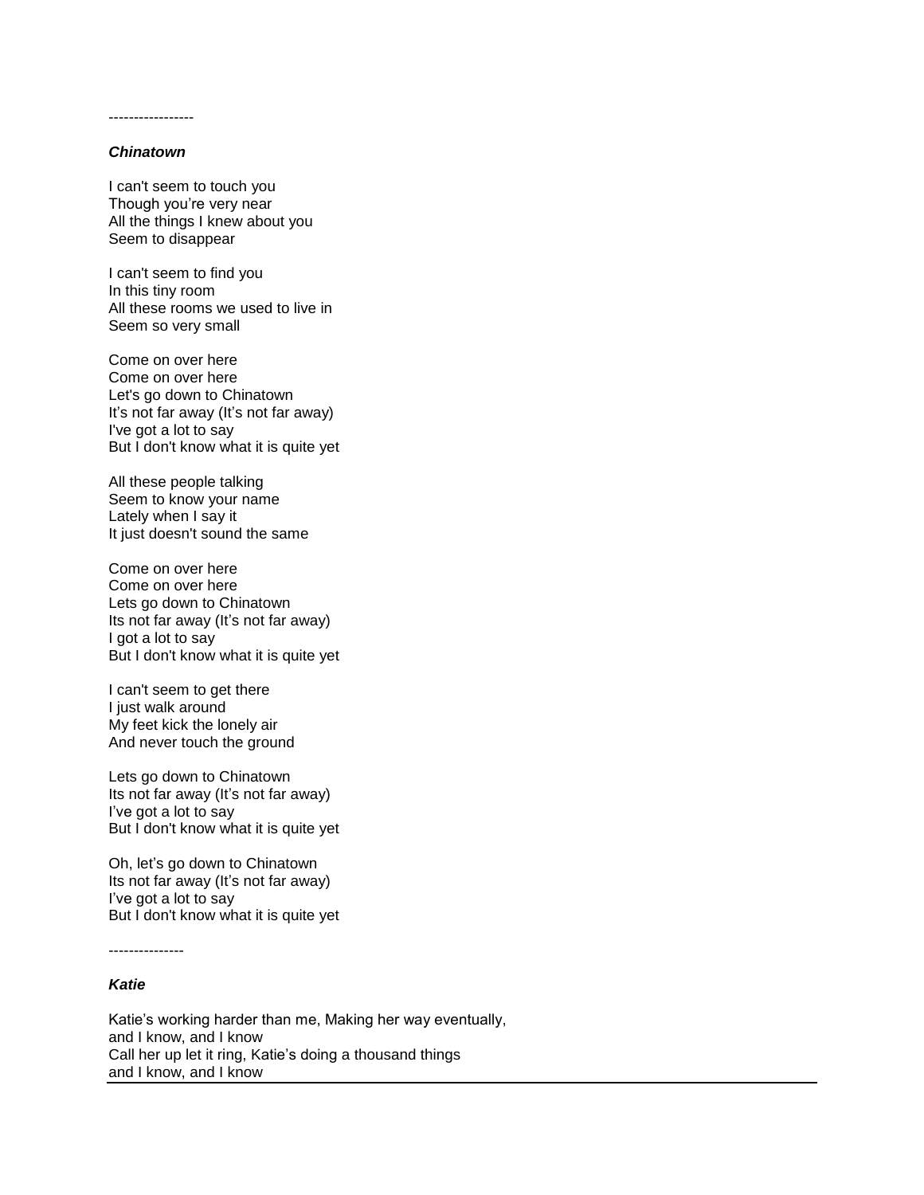-----------------

***Chinatown***

I can't seem to touch you
Though you're very near
All the things I knew about you
Seem to disappear

I can't seem to find you
In this tiny room
All these rooms we used to live in
Seem so very small

Come on over here
Come on over here
Let's go down to Chinatown
It's not far away (It's not far away)
I've got a lot to say
But I don't know what it is quite yet

All these people talking
Seem to know your name
Lately when I say it
It just doesn't sound the same

Come on over here
Come on over here
Lets go down to Chinatown
Its not far away (It's not far away)
I got a lot to say
But I don't know what it is quite yet

I can't seem to get there
I just walk around
My feet kick the lonely air
And never touch the ground

Lets go down to Chinatown
Its not far away (It's not far away)
I've got a lot to say
But I don't know what it is quite yet

Oh, let's go down to Chinatown
Its not far away (It's not far away)
I've got a lot to say
But I don't know what it is quite yet

---------------

***Katie***

Katie's working harder than me, Making her way eventually,
and I know, and I know
Call her up let it ring, Katie's doing a thousand things
and I know, and I know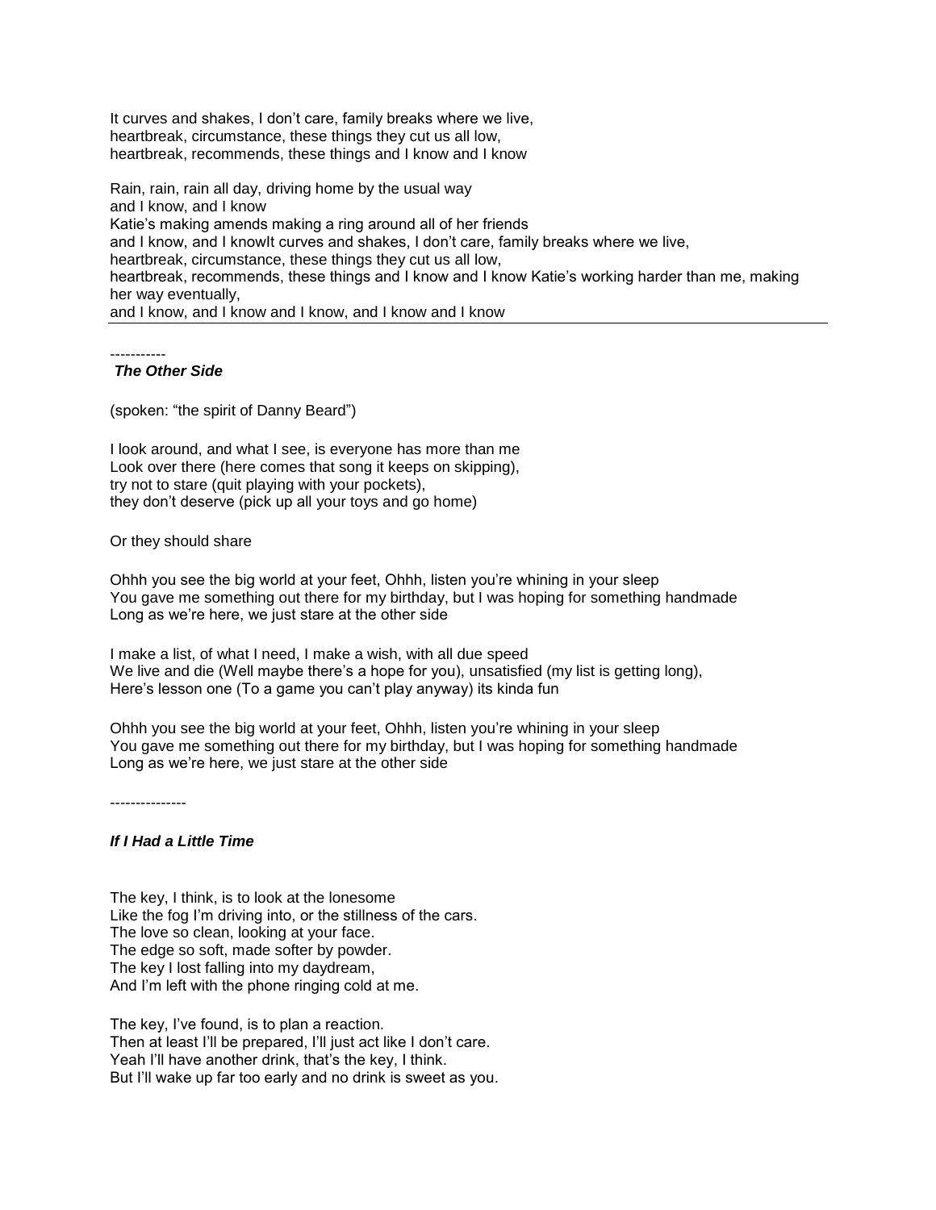It curves and shakes, I don't care, family breaks where we live,
heartbreak, circumstance, these things they cut us all low,
heartbreak, recommends, these things and I know and I know

Rain, rain, rain all day, driving home by the usual way
and I know, and I know
Katie's making amends making a ring around all of her friends
and I know, and I knowIt curves and shakes, I don't care, family breaks where we live,
heartbreak, circumstance, these things they cut us all low,
heartbreak, recommends, these things and I know and I know Katie's working harder than me, making her way eventually,
and I know, and I know and I know, and I know and I know

---

-----------

***The Other Side***

(spoken: "the spirit of Danny Beard")

I look around, and what I see, is everyone has more than me
Look over there (here comes that song it keeps on skipping),
try not to stare (quit playing with your pockets),
they don't deserve (pick up all your toys and go home)

Or they should share

Ohhh you see the big world at your feet, Ohhh, listen you're whining in your sleep
You gave me something out there for my birthday, but I was hoping for something handmade
Long as we're here, we just stare at the other side

I make a list, of what I need, I make a wish, with all due speed
We live and die (Well maybe there's a hope for you), unsatisfied (my list is getting long),
Here's lesson one (To a game you can't play anyway) its kinda fun

Ohhh you see the big world at your feet, Ohhh, listen you're whining in your sleep
You gave me something out there for my birthday, but I was hoping for something handmade
Long as we're here, we just stare at the other side

---------------

***If I Had a Little Time***

The key, I think, is to look at the lonesome
Like the fog I'm driving into, or the stillness of the cars.
The love so clean, looking at your face.
The edge so soft, made softer by powder.
The key I lost falling into my daydream,
And I'm left with the phone ringing cold at me.

The key, I've found, is to plan a reaction.
Then at least I'll be prepared, I'll just act like I don't care.
Yeah I'll have another drink, that's the key, I think.
But I'll wake up far too early and no drink is sweet as you.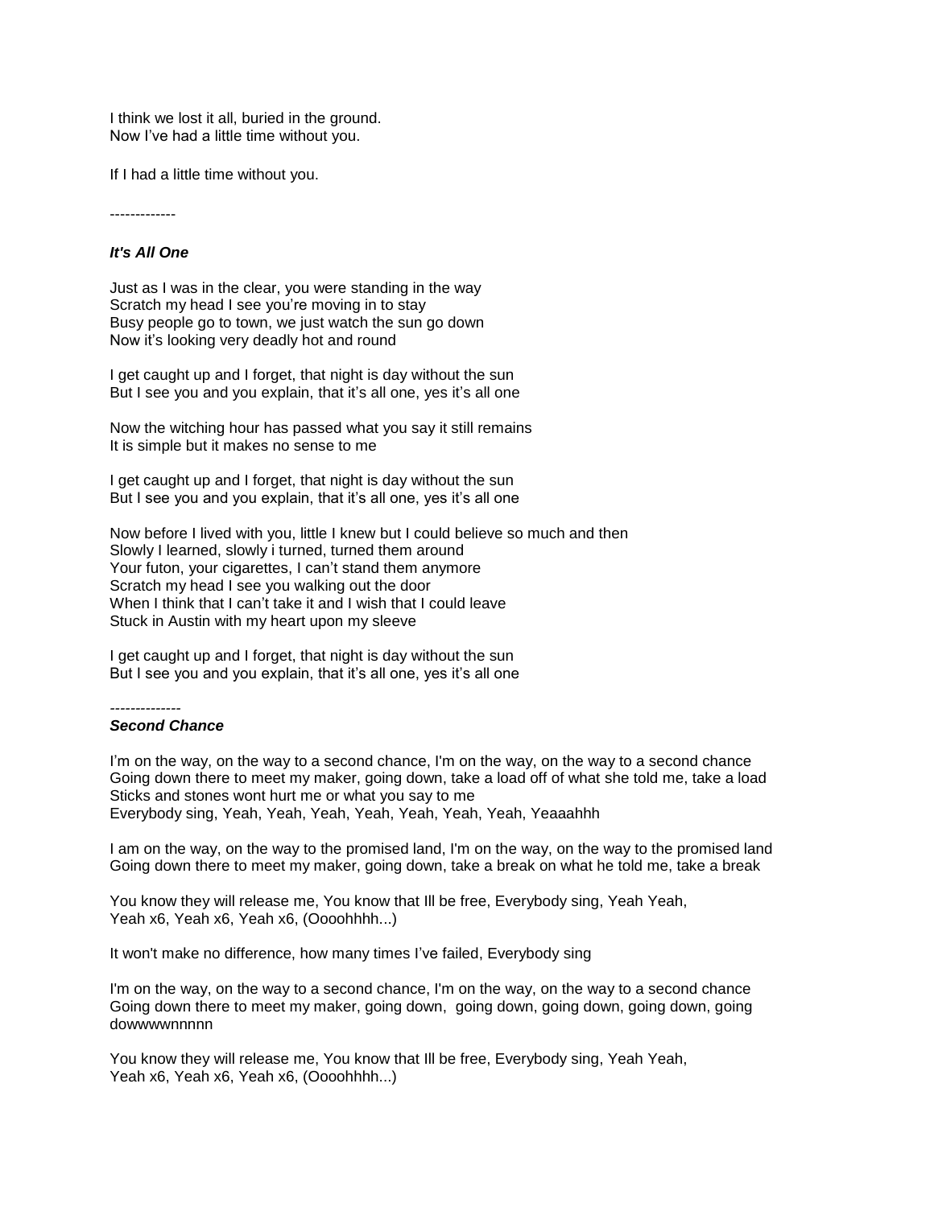I think we lost it all, buried in the ground.
Now I've had a little time without you.

If I had a little time without you.

-------------

***It's All One***

Just as I was in the clear, you were standing in the way
Scratch my head I see you're moving in to stay
Busy people go to town, we just watch the sun go down
Now it's looking very deadly hot and round

I get caught up and I forget, that night is day without the sun
But I see you and you explain, that it's all one, yes it's all one

Now the witching hour has passed what you say it still remains
It is simple but it makes no sense to me

I get caught up and I forget, that night is day without the sun
But I see you and you explain, that it's all one, yes it's all one

Now before I lived with you, little I knew but I could believe so much and then
Slowly I learned, slowly i turned, turned them around
Your futon, your cigarettes, I can't stand them anymore
Scratch my head I see you walking out the door
When I think that I can't take it and I wish that I could leave
Stuck in Austin with my heart upon my sleeve

I get caught up and I forget, that night is day without the sun
But I see you and you explain, that it's all one, yes it's all one

--------------

***Second Chance***

I'm on the way, on the way to a second chance, I'm on the way, on the way to a second chance
Going down there to meet my maker, going down, take a load off of what she told me, take a load
Sticks and stones wont hurt me or what you say to me
Everybody sing, Yeah, Yeah, Yeah, Yeah, Yeah, Yeah, Yeah, Yeaaahhh

I am on the way, on the way to the promised land, I'm on the way, on the way to the promised land
Going down there to meet my maker, going down, take a break on what he told me, take a break

You know they will release me, You know that Ill be free, Everybody sing, Yeah Yeah,
Yeah x6, Yeah x6, Yeah x6, (Oooohhhh...)

It won't make no difference, how many times I've failed, Everybody sing

I'm on the way, on the way to a second chance, I'm on the way, on the way to a second chance
Going down there to meet my maker, going down, going down, going down, going down, going dowwwwnnnnn

You know they will release me, You know that Ill be free, Everybody sing, Yeah Yeah,
Yeah x6, Yeah x6, Yeah x6, (Oooohhhh...)